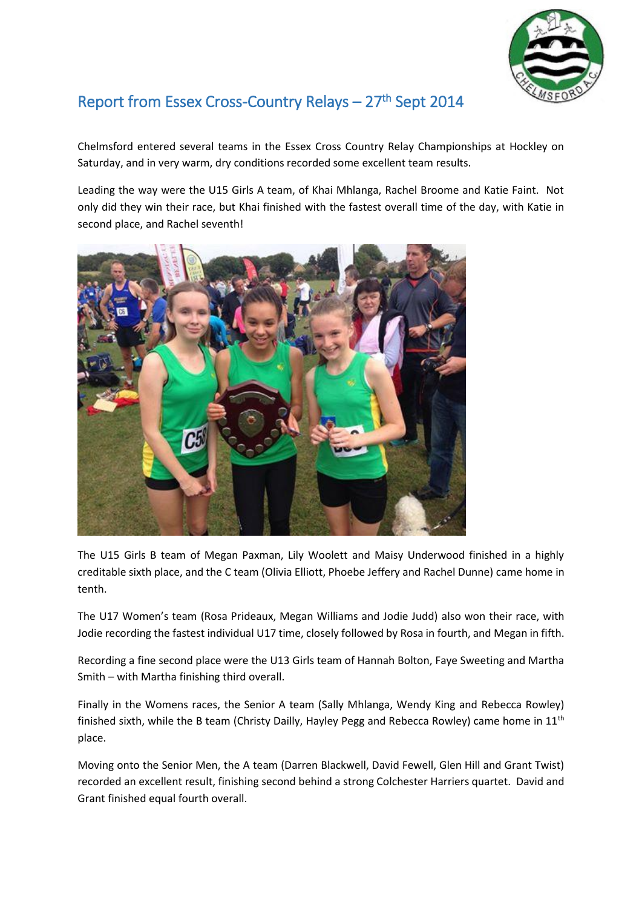# Report from Essex Cross-Country Relays – 27th Sept 2014

Chelmsford entered several teams in the Essex Cross Country Relay Championships at Hockley on Saturday, and in very warm, dry conditions recorded some excellent team results.

Leading the way were the U15 Girls A team, of Khai Mhlanga, Rachel Broome and Katie Faint. Not only did they win their race, but Khai finished with the fastest overall time of the day, with Katie in second place, and Rachel seventh!

The U15 Girls B team of Megan Paxman, Lily Woolett and Maisy Underwood finished in a highly creditable sixth place, and the C team (Olivia Elliott, Phoebe Jeffery and Rachel Dunne) came home in tenth.

The U17 Women's team (Rosa Prideaux, Megan Williams and Jodie Judd) also won their race, with Jodie recording the fastest individual U17 time, closely followed by Rosa in fourth, and Megan in fifth.

Recording a fine second place were the U13 Girls team of Hannah Bolton, Faye Sweeting and Martha Smith – with Martha finishing third overall.

Finally in the Womens races, the Senior A team (Sally Mhlanga, Wendy King and Rebecca Rowley) finished sixth, while the B team (Christy Dailly, Hayley Pegg and Rebecca Rowley) came home in 11th place.

Moving onto the Senior Men, the A team (Darren Blackwell, David Fewell, Glen Hill and Grant Twist) recorded an excellent result, finishing second behind a strong Colchester Harriers quartet. David and Grant finished equal fourth overall.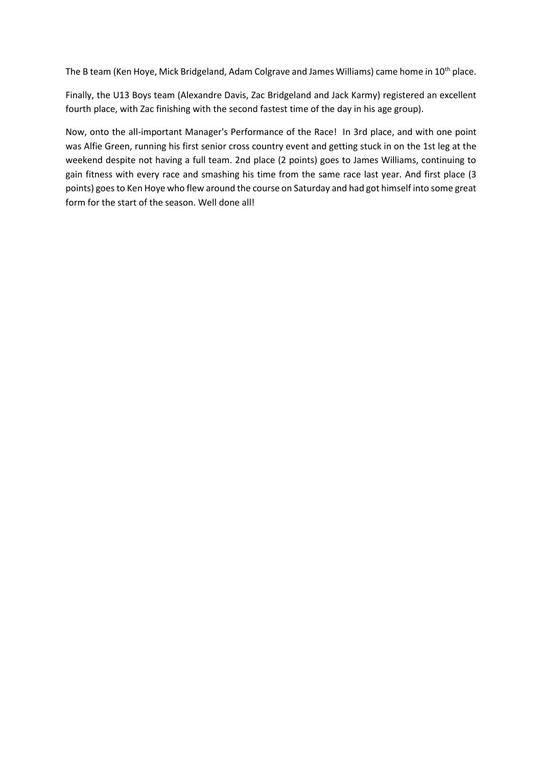The B team (Ken Hoye, Mick Bridgeland, Adam Colgrave and James Williams) came home in 10th place.

Finally, the U13 Boys team (Alexandre Davis, Zac Bridgeland and Jack Karmy) registered an excellent fourth place, with Zac finishing with the second fastest time of the day in his age group).

Now, onto the all-important Manager's Performance of the Race! In 3rd place, and with one point was Alfie Green, running his first senior cross country event and getting stuck in on the 1st leg at the weekend despite not having a full team. 2nd place (2 points) goes to James Williams, continuing to gain fitness with every race and smashing his time from the same race last year. And first place (3 points) goes to Ken Hoye who flew around the course on Saturday and had got himself into some great form for the start of the season. Well done all!